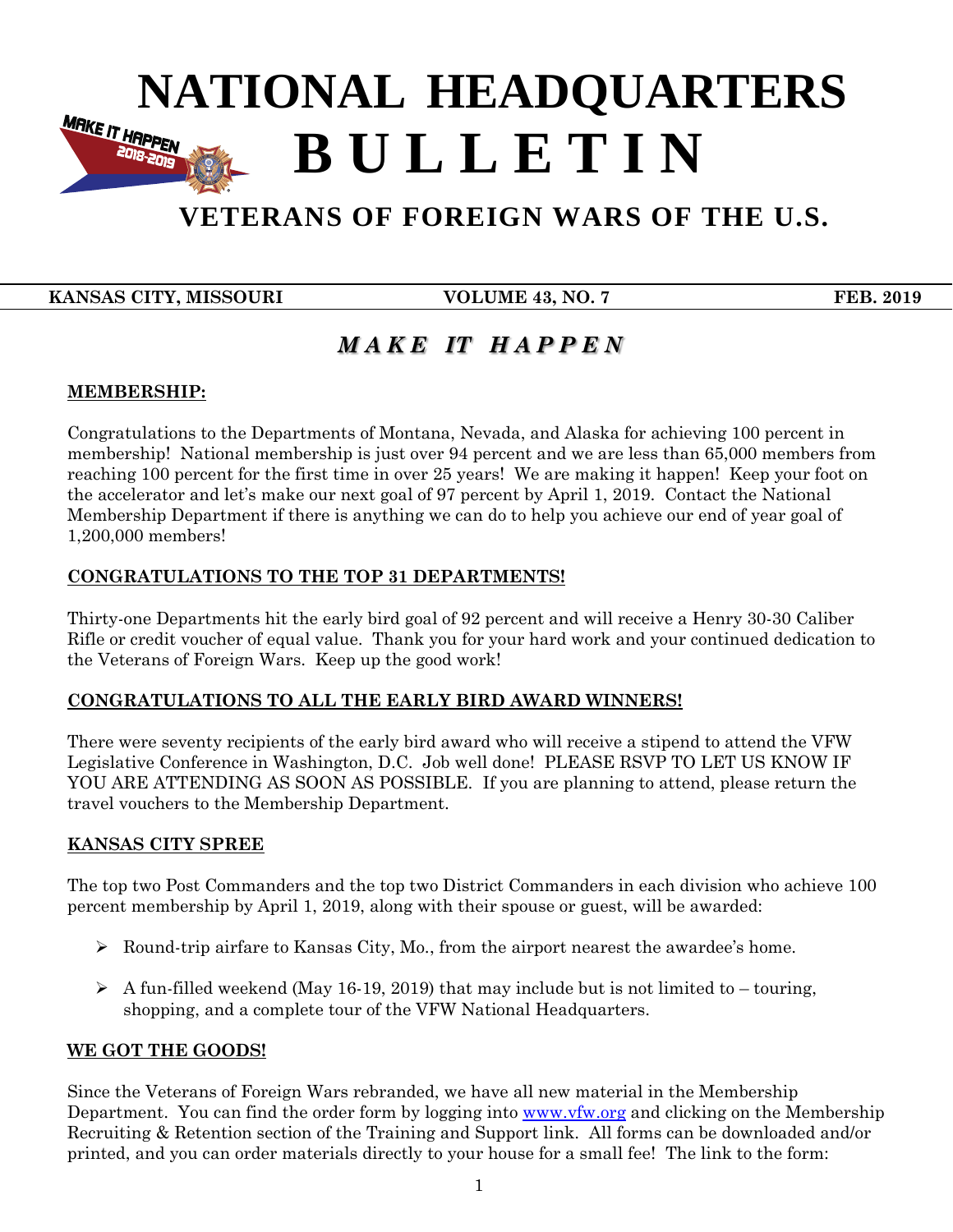# NATIONAL HEADQUARTERS
# B U L L E T I N

## VETERANS OF FOREIGN WARS OF THE U.S.

**KANSAS CITY, MISSOURI** | **VOLUME 43, NO. 7** | **FEB. 2019**

## *M A K E  IT  H A P P E N*

**MEMBERSHIP:**

Congratulations to the Departments of Montana, Nevada, and Alaska for achieving 100 percent in membership! National membership is just over 94 percent and we are less than 65,000 members from reaching 100 percent for the first time in over 25 years! We are making it happen! Keep your foot on the accelerator and let's make our next goal of 97 percent by April 1, 2019. Contact the National Membership Department if there is anything we can do to help you achieve our end of year goal of 1,200,000 members!

**CONGRATULATIONS TO THE TOP 31 DEPARTMENTS!**

Thirty-one Departments hit the early bird goal of 92 percent and will receive a Henry 30-30 Caliber Rifle or credit voucher of equal value. Thank you for your hard work and your continued dedication to the Veterans of Foreign Wars. Keep up the good work!

**CONGRATULATIONS TO ALL THE EARLY BIRD AWARD WINNERS!**

There were seventy recipients of the early bird award who will receive a stipend to attend the VFW Legislative Conference in Washington, D.C. Job well done! PLEASE RSVP TO LET US KNOW IF YOU ARE ATTENDING AS SOON AS POSSIBLE. If you are planning to attend, please return the travel vouchers to the Membership Department.

**KANSAS CITY SPREE**

The top two Post Commanders and the top two District Commanders in each division who achieve 100 percent membership by April 1, 2019, along with their spouse or guest, will be awarded:

- Round-trip airfare to Kansas City, Mo., from the airport nearest the awardee's home.
- A fun-filled weekend (May 16-19, 2019) that may include but is not limited to – touring, shopping, and a complete tour of the VFW National Headquarters.

**WE GOT THE GOODS!**

Since the Veterans of Foreign Wars rebranded, we have all new material in the Membership Department. You can find the order form by logging into www.vfw.org and clicking on the Membership Recruiting & Retention section of the Training and Support link. All forms can be downloaded and/or printed, and you can order materials directly to your house for a small fee! The link to the form: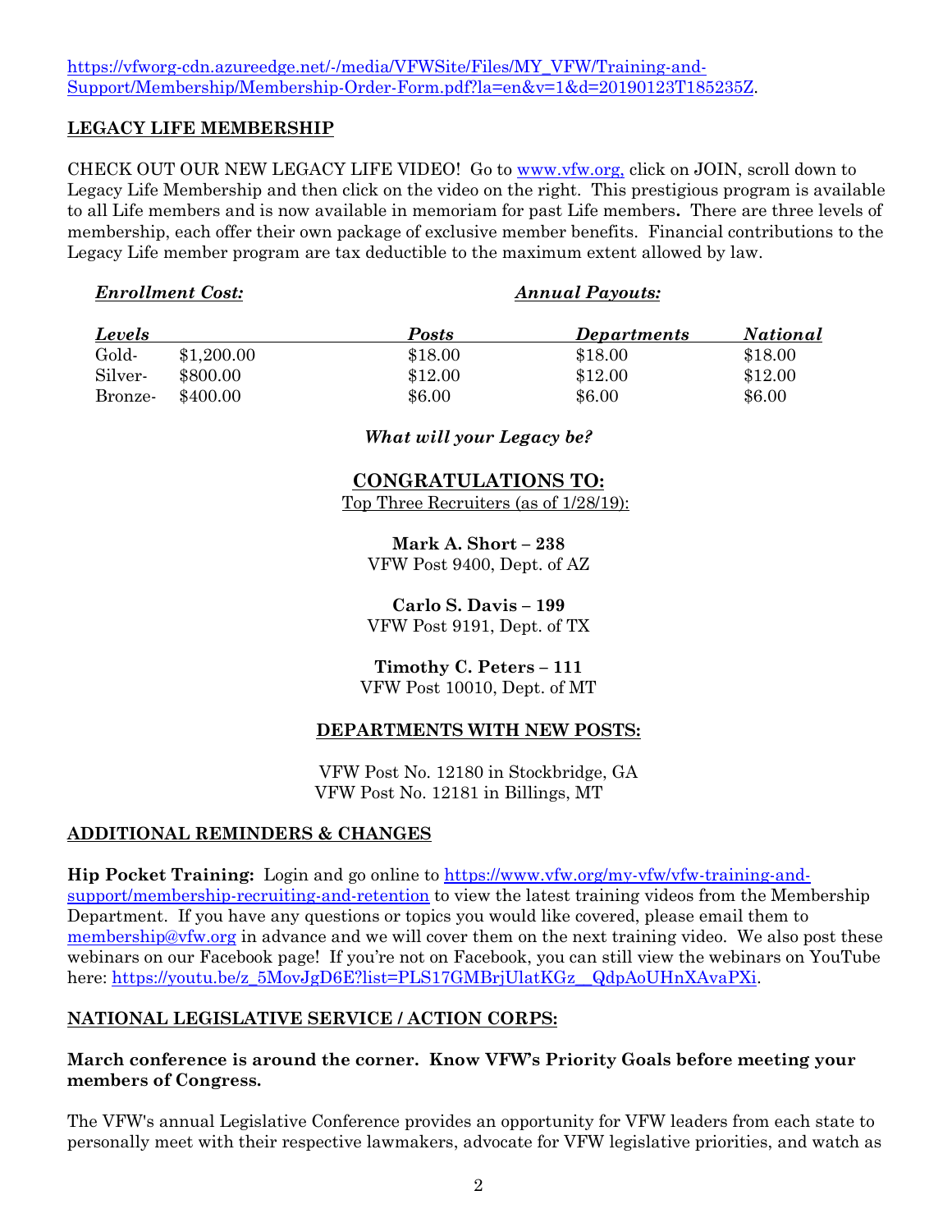https://vfworg-cdn.azureedge.net/-/media/VFWSite/Files/MY_VFW/Training-and-Support/Membership/Membership-Order-Form.pdf?la=en&v=1&d=20190123T185235Z.

## LEGACY LIFE MEMBERSHIP

CHECK OUT OUR NEW LEGACY LIFE VIDEO! Go to www.vfw.org, click on JOIN, scroll down to Legacy Life Membership and then click on the video on the right. This prestigious program is available to all Life members and is now available in memoriam for past Life members**.** There are three levels of membership, each offer their own package of exclusive member benefits. Financial contributions to the Legacy Life member program are tax deductible to the maximum extent allowed by law.

| ***Enrollment Cost:*** | | ***Annual Payouts:*** | | |
|---|---|---|---|---|
| ***Levels*** | | ***Posts*** | ***Departments*** | ***National*** |
| Gold- | $1,200.00 | $18.00 | $18.00 | $18.00 |
| Silver- | $800.00 | $12.00 | $12.00 | $12.00 |
| Bronze- | $400.00 | $6.00 | $6.00 | $6.00 |

***What will your Legacy be?***

## CONGRATULATIONS TO:

Top Three Recruiters (as of 1/28/19):

**Mark A. Short – 238**
VFW Post 9400, Dept. of AZ

**Carlo S. Davis – 199**
VFW Post 9191, Dept. of TX

**Timothy C. Peters – 111**
VFW Post 10010, Dept. of MT

## DEPARTMENTS WITH NEW POSTS:

VFW Post No. 12180 in Stockbridge, GA
VFW Post No. 12181 in Billings, MT

## ADDITIONAL REMINDERS & CHANGES

**Hip Pocket Training:** Login and go online to https://www.vfw.org/my-vfw/vfw-training-and-support/membership-recruiting-and-retention to view the latest training videos from the Membership Department. If you have any questions or topics you would like covered, please email them to membership@vfw.org in advance and we will cover them on the next training video. We also post these webinars on our Facebook page! If you're not on Facebook, you can still view the webinars on YouTube here: https://youtu.be/z_5MovJgD6E?list=PLS17GMBrjUlatKGz__QdpAoUHnXAvaPXi.

## NATIONAL LEGISLATIVE SERVICE / ACTION CORPS:

**March conference is around the corner. Know VFW's Priority Goals before meeting your members of Congress.**

The VFW's annual Legislative Conference provides an opportunity for VFW leaders from each state to personally meet with their respective lawmakers, advocate for VFW legislative priorities, and watch as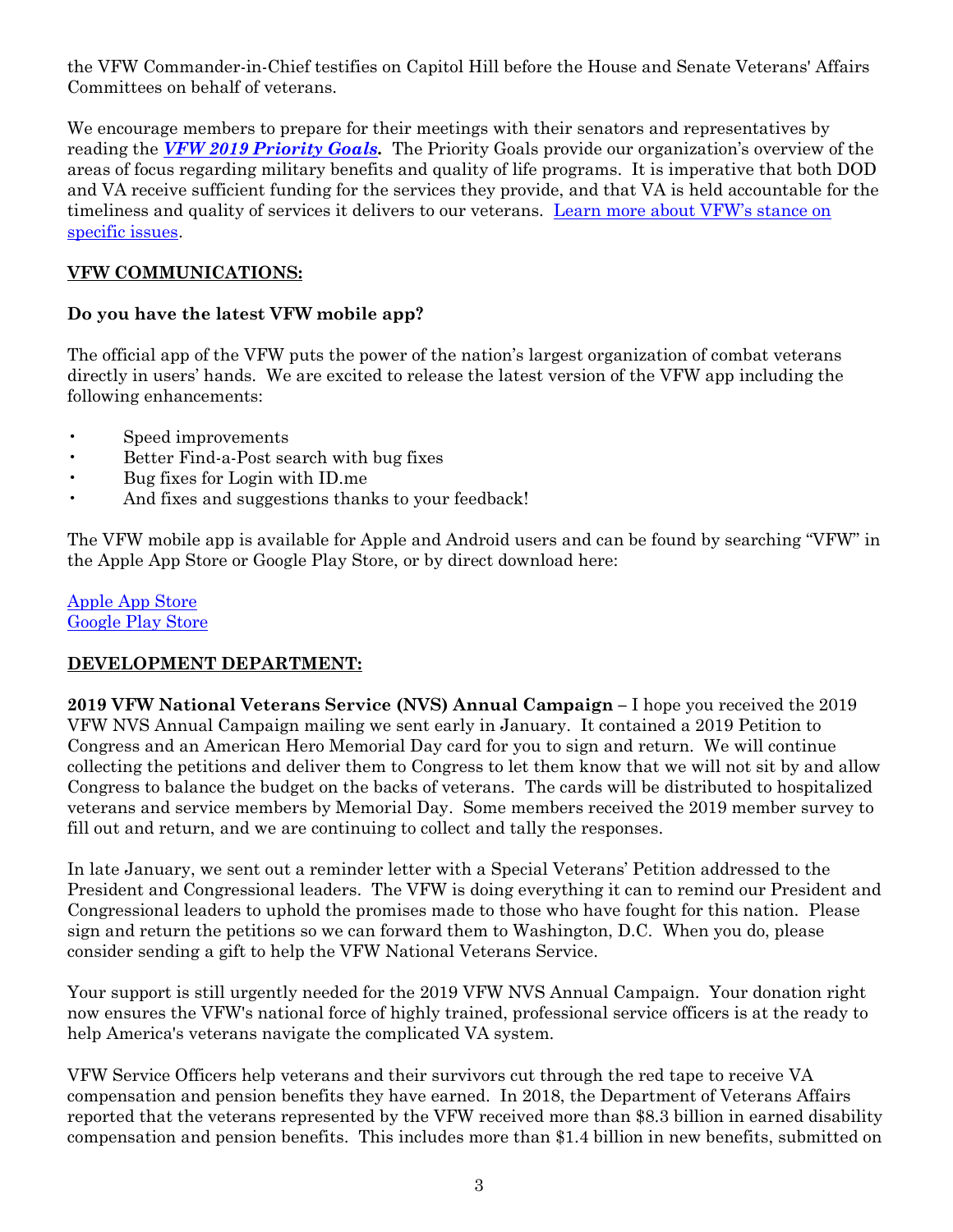the VFW Commander-in-Chief testifies on Capitol Hill before the House and Senate Veterans' Affairs Committees on behalf of veterans.

We encourage members to prepare for their meetings with their senators and representatives by reading the ***VFW 2019 Priority Goals.*** The Priority Goals provide our organization's overview of the areas of focus regarding military benefits and quality of life programs. It is imperative that both DOD and VA receive sufficient funding for the services they provide, and that VA is held accountable for the timeliness and quality of services it delivers to our veterans. Learn more about VFW's stance on specific issues.

## VFW COMMUNICATIONS:

**Do you have the latest VFW mobile app?**

The official app of the VFW puts the power of the nation's largest organization of combat veterans directly in users' hands. We are excited to release the latest version of the VFW app including the following enhancements:

- Speed improvements
- Better Find-a-Post search with bug fixes
- Bug fixes for Login with ID.me
- And fixes and suggestions thanks to your feedback!

The VFW mobile app is available for Apple and Android users and can be found by searching "VFW" in the Apple App Store or Google Play Store, or by direct download here:

Apple App Store
Google Play Store

## DEVELOPMENT DEPARTMENT:

**2019 VFW National Veterans Service (NVS) Annual Campaign –** I hope you received the 2019 VFW NVS Annual Campaign mailing we sent early in January. It contained a 2019 Petition to Congress and an American Hero Memorial Day card for you to sign and return. We will continue collecting the petitions and deliver them to Congress to let them know that we will not sit by and allow Congress to balance the budget on the backs of veterans. The cards will be distributed to hospitalized veterans and service members by Memorial Day. Some members received the 2019 member survey to fill out and return, and we are continuing to collect and tally the responses.

In late January, we sent out a reminder letter with a Special Veterans' Petition addressed to the President and Congressional leaders. The VFW is doing everything it can to remind our President and Congressional leaders to uphold the promises made to those who have fought for this nation. Please sign and return the petitions so we can forward them to Washington, D.C. When you do, please consider sending a gift to help the VFW National Veterans Service.

Your support is still urgently needed for the 2019 VFW NVS Annual Campaign. Your donation right now ensures the VFW's national force of highly trained, professional service officers is at the ready to help America's veterans navigate the complicated VA system.

VFW Service Officers help veterans and their survivors cut through the red tape to receive VA compensation and pension benefits they have earned. In 2018, the Department of Veterans Affairs reported that the veterans represented by the VFW received more than $8.3 billion in earned disability compensation and pension benefits. This includes more than $1.4 billion in new benefits, submitted on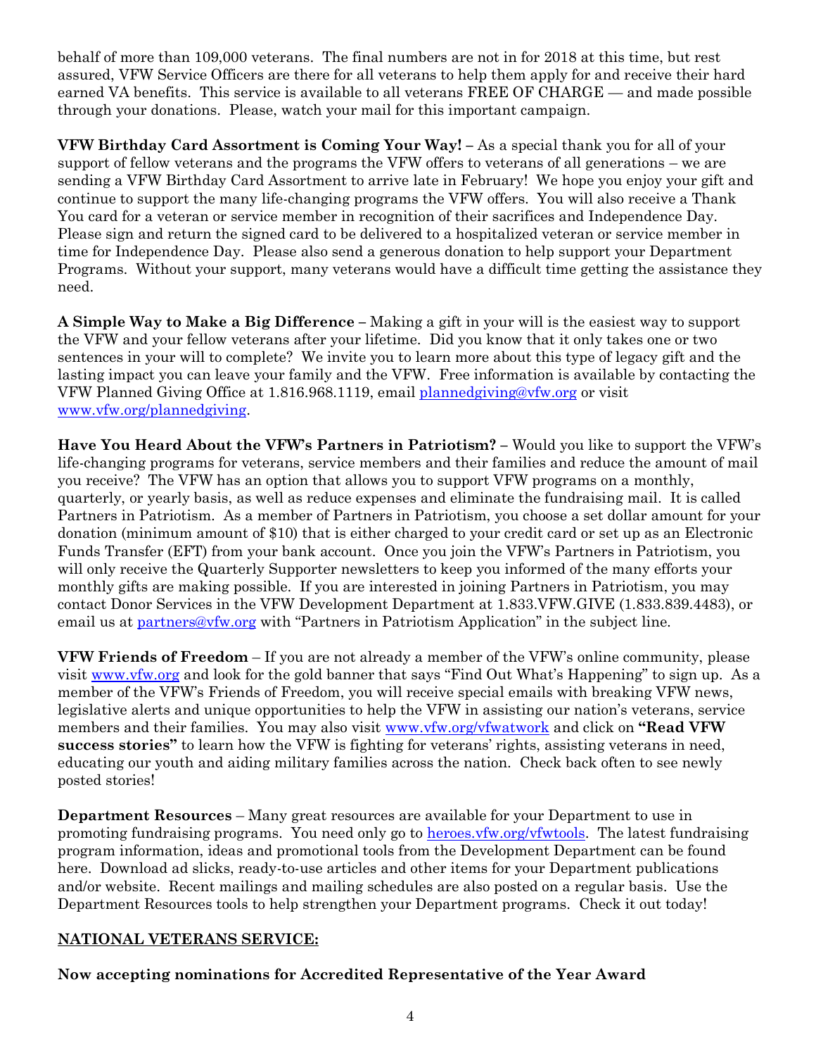behalf of more than 109,000 veterans. The final numbers are not in for 2018 at this time, but rest assured, VFW Service Officers are there for all veterans to help them apply for and receive their hard earned VA benefits. This service is available to all veterans FREE OF CHARGE — and made possible through your donations. Please, watch your mail for this important campaign.

**VFW Birthday Card Assortment is Coming Your Way! –** As a special thank you for all of your support of fellow veterans and the programs the VFW offers to veterans of all generations – we are sending a VFW Birthday Card Assortment to arrive late in February! We hope you enjoy your gift and continue to support the many life-changing programs the VFW offers. You will also receive a Thank You card for a veteran or service member in recognition of their sacrifices and Independence Day. Please sign and return the signed card to be delivered to a hospitalized veteran or service member in time for Independence Day. Please also send a generous donation to help support your Department Programs. Without your support, many veterans would have a difficult time getting the assistance they need.

**A Simple Way to Make a Big Difference –** Making a gift in your will is the easiest way to support the VFW and your fellow veterans after your lifetime. Did you know that it only takes one or two sentences in your will to complete? We invite you to learn more about this type of legacy gift and the lasting impact you can leave your family and the VFW. Free information is available by contacting the VFW Planned Giving Office at 1.816.968.1119, email plannedgiving@vfw.org or visit www.vfw.org/plannedgiving.

**Have You Heard About the VFW's Partners in Patriotism? –** Would you like to support the VFW's life-changing programs for veterans, service members and their families and reduce the amount of mail you receive? The VFW has an option that allows you to support VFW programs on a monthly, quarterly, or yearly basis, as well as reduce expenses and eliminate the fundraising mail. It is called Partners in Patriotism. As a member of Partners in Patriotism, you choose a set dollar amount for your donation (minimum amount of $10) that is either charged to your credit card or set up as an Electronic Funds Transfer (EFT) from your bank account. Once you join the VFW's Partners in Patriotism, you will only receive the Quarterly Supporter newsletters to keep you informed of the many efforts your monthly gifts are making possible. If you are interested in joining Partners in Patriotism, you may contact Donor Services in the VFW Development Department at 1.833.VFW.GIVE (1.833.839.4483), or email us at partners@vfw.org with "Partners in Patriotism Application" in the subject line.

**VFW Friends of Freedom** – If you are not already a member of the VFW's online community, please visit www.vfw.org and look for the gold banner that says "Find Out What's Happening" to sign up. As a member of the VFW's Friends of Freedom, you will receive special emails with breaking VFW news, legislative alerts and unique opportunities to help the VFW in assisting our nation's veterans, service members and their families. You may also visit www.vfw.org/vfwatwork and click on **"Read VFW success stories"** to learn how the VFW is fighting for veterans' rights, assisting veterans in need, educating our youth and aiding military families across the nation. Check back often to see newly posted stories!

**Department Resources** – Many great resources are available for your Department to use in promoting fundraising programs. You need only go to heroes.vfw.org/vfwtools. The latest fundraising program information, ideas and promotional tools from the Development Department can be found here. Download ad slicks, ready-to-use articles and other items for your Department publications and/or website. Recent mailings and mailing schedules are also posted on a regular basis. Use the Department Resources tools to help strengthen your Department programs. Check it out today!

## NATIONAL VETERANS SERVICE:

**Now accepting nominations for Accredited Representative of the Year Award**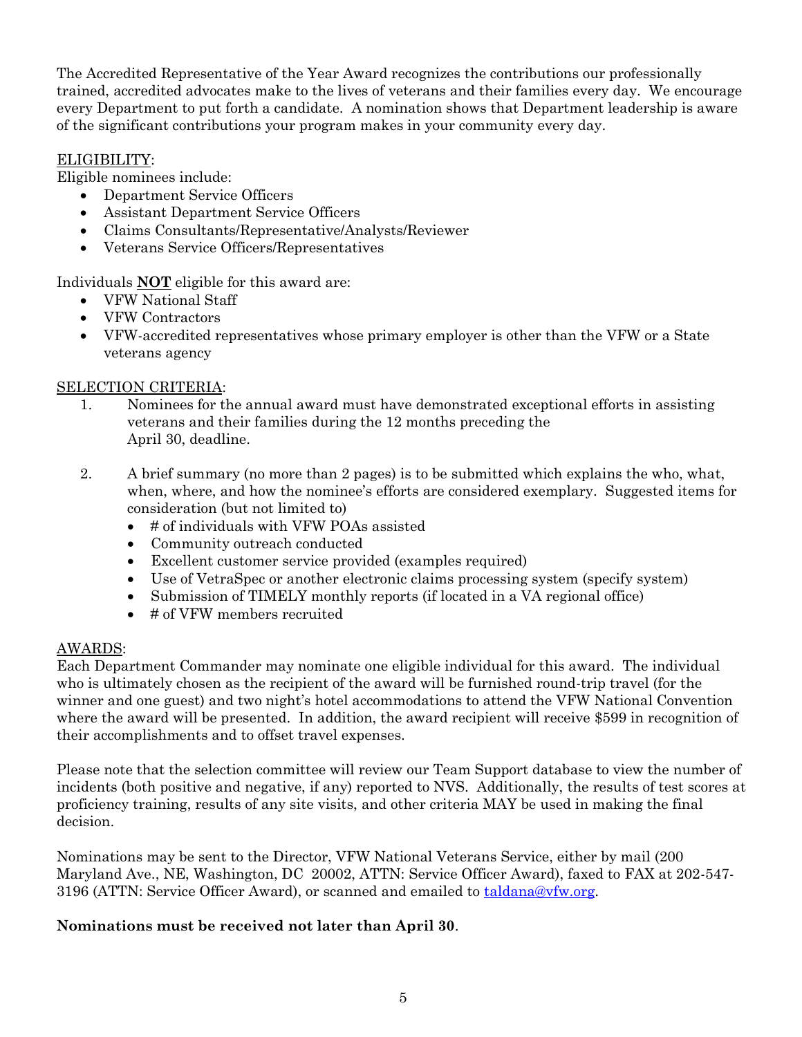The Accredited Representative of the Year Award recognizes the contributions our professionally trained, accredited advocates make to the lives of veterans and their families every day. We encourage every Department to put forth a candidate. A nomination shows that Department leadership is aware of the significant contributions your program makes in your community every day.

<u>ELIGIBILITY</u>:

Eligible nominees include:

- Department Service Officers
- Assistant Department Service Officers
- Claims Consultants/Representative/Analysts/Reviewer
- Veterans Service Officers/Representatives

Individuals <u>**NOT**</u> eligible for this award are:

- VFW National Staff
- VFW Contractors
- VFW-accredited representatives whose primary employer is other than the VFW or a State veterans agency

<u>SELECTION CRITERIA</u>:

1. Nominees for the annual award must have demonstrated exceptional efforts in assisting veterans and their families during the 12 months preceding the April 30, deadline.

2. A brief summary (no more than 2 pages) is to be submitted which explains the who, what, when, where, and how the nominee's efforts are considered exemplary. Suggested items for consideration (but not limited to)
   - # of individuals with VFW POAs assisted
   - Community outreach conducted
   - Excellent customer service provided (examples required)
   - Use of VetraSpec or another electronic claims processing system (specify system)
   - Submission of TIMELY monthly reports (if located in a VA regional office)
   - # of VFW members recruited

<u>AWARDS</u>:

Each Department Commander may nominate one eligible individual for this award. The individual who is ultimately chosen as the recipient of the award will be furnished round-trip travel (for the winner and one guest) and two night's hotel accommodations to attend the VFW National Convention where the award will be presented. In addition, the award recipient will receive $599 in recognition of their accomplishments and to offset travel expenses.

Please note that the selection committee will review our Team Support database to view the number of incidents (both positive and negative, if any) reported to NVS. Additionally, the results of test scores at proficiency training, results of any site visits, and other criteria MAY be used in making the final decision.

Nominations may be sent to the Director, VFW National Veterans Service, either by mail (200 Maryland Ave., NE, Washington, DC 20002, ATTN: Service Officer Award), faxed to FAX at 202-547-3196 (ATTN: Service Officer Award), or scanned and emailed to taldana@vfw.org.

**Nominations must be received not later than April 30**.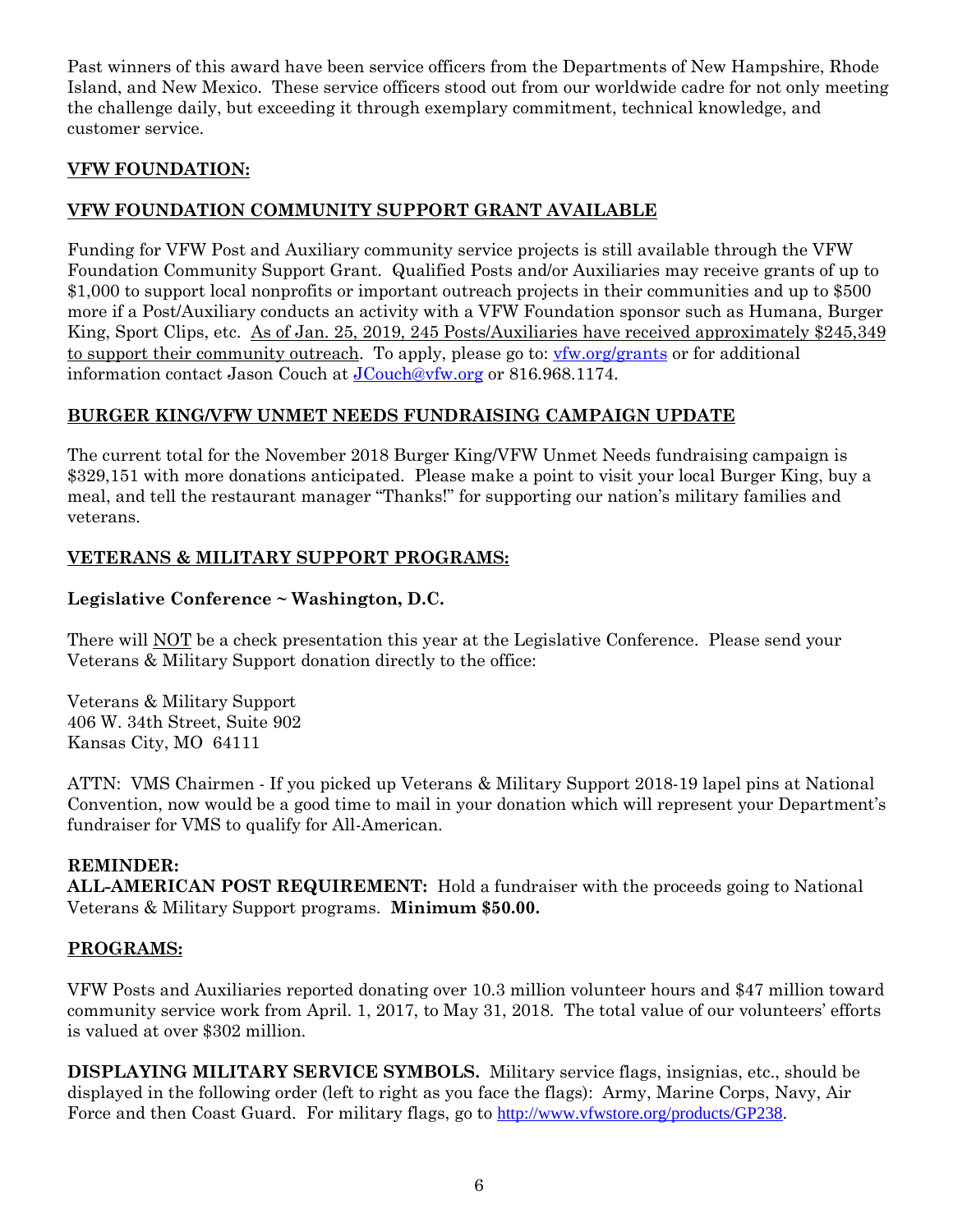Past winners of this award have been service officers from the Departments of New Hampshire, Rhode Island, and New Mexico. These service officers stood out from our worldwide cadre for not only meeting the challenge daily, but exceeding it through exemplary commitment, technical knowledge, and customer service.

## VFW FOUNDATION:

### VFW FOUNDATION COMMUNITY SUPPORT GRANT AVAILABLE

Funding for VFW Post and Auxiliary community service projects is still available through the VFW Foundation Community Support Grant. Qualified Posts and/or Auxiliaries may receive grants of up to $1,000 to support local nonprofits or important outreach projects in their communities and up to $500 more if a Post/Auxiliary conducts an activity with a VFW Foundation sponsor such as Humana, Burger King, Sport Clips, etc. As of Jan. 25, 2019, 245 Posts/Auxiliaries have received approximately $245,349 to support their community outreach. To apply, please go to: vfw.org/grants or for additional information contact Jason Couch at JCouch@vfw.org or 816.968.1174.

### BURGER KING/VFW UNMET NEEDS FUNDRAISING CAMPAIGN UPDATE

The current total for the November 2018 Burger King/VFW Unmet Needs fundraising campaign is $329,151 with more donations anticipated. Please make a point to visit your local Burger King, buy a meal, and tell the restaurant manager "Thanks!" for supporting our nation's military families and veterans.

## VETERANS & MILITARY SUPPORT PROGRAMS:

### Legislative Conference ~ Washington, D.C.

There will NOT be a check presentation this year at the Legislative Conference. Please send your Veterans & Military Support donation directly to the office:

Veterans & Military Support
406 W. 34th Street, Suite 902
Kansas City, MO 64111

ATTN: VMS Chairmen - If you picked up Veterans & Military Support 2018-19 lapel pins at National Convention, now would be a good time to mail in your donation which will represent your Department's fundraiser for VMS to qualify for All-American.

**REMINDER:**
**ALL-AMERICAN POST REQUIREMENT:** Hold a fundraiser with the proceeds going to National Veterans & Military Support programs. **Minimum $50.00.**

## PROGRAMS:

VFW Posts and Auxiliaries reported donating over 10.3 million volunteer hours and $47 million toward community service work from April. 1, 2017, to May 31, 2018. The total value of our volunteers' efforts is valued at over $302 million.

**DISPLAYING MILITARY SERVICE SYMBOLS.** Military service flags, insignias, etc., should be displayed in the following order (left to right as you face the flags): Army, Marine Corps, Navy, Air Force and then Coast Guard. For military flags, go to http://www.vfwstore.org/products/GP238.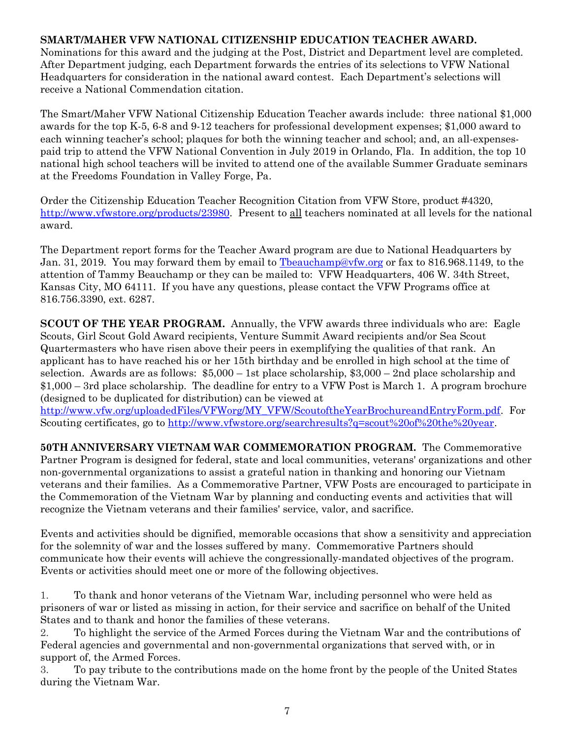**SMART/MAHER VFW NATIONAL CITIZENSHIP EDUCATION TEACHER AWARD.** Nominations for this award and the judging at the Post, District and Department level are completed. After Department judging, each Department forwards the entries of its selections to VFW National Headquarters for consideration in the national award contest. Each Department's selections will receive a National Commendation citation.

The Smart/Maher VFW National Citizenship Education Teacher awards include: three national $1,000 awards for the top K-5, 6-8 and 9-12 teachers for professional development expenses; $1,000 award to each winning teacher's school; plaques for both the winning teacher and school; and, an all-expenses-paid trip to attend the VFW National Convention in July 2019 in Orlando, Fla. In addition, the top 10 national high school teachers will be invited to attend one of the available Summer Graduate seminars at the Freedoms Foundation in Valley Forge, Pa.

Order the Citizenship Education Teacher Recognition Citation from VFW Store, product #4320, http://www.vfwstore.org/products/23980. Present to all teachers nominated at all levels for the national award.

The Department report forms for the Teacher Award program are due to National Headquarters by Jan. 31, 2019. You may forward them by email to Tbeauchamp@vfw.org or fax to 816.968.1149, to the attention of Tammy Beauchamp or they can be mailed to: VFW Headquarters, 406 W. 34th Street, Kansas City, MO 64111. If you have any questions, please contact the VFW Programs office at 816.756.3390, ext. 6287.

**SCOUT OF THE YEAR PROGRAM.** Annually, the VFW awards three individuals who are: Eagle Scouts, Girl Scout Gold Award recipients, Venture Summit Award recipients and/or Sea Scout Quartermasters who have risen above their peers in exemplifying the qualities of that rank. An applicant has to have reached his or her 15th birthday and be enrolled in high school at the time of selection. Awards are as follows: $5,000 – 1st place scholarship, $3,000 – 2nd place scholarship and $1,000 – 3rd place scholarship. The deadline for entry to a VFW Post is March 1. A program brochure (designed to be duplicated for distribution) can be viewed at http://www.vfw.org/uploadedFiles/VFWorg/MY_VFW/ScoutoftheYearBrochureandEntryForm.pdf. For Scouting certificates, go to http://www.vfwstore.org/searchresults?q=scout%20of%20the%20year.

**50TH ANNIVERSARY VIETNAM WAR COMMEMORATION PROGRAM.** The Commemorative Partner Program is designed for federal, state and local communities, veterans' organizations and other non-governmental organizations to assist a grateful nation in thanking and honoring our Vietnam veterans and their families. As a Commemorative Partner, VFW Posts are encouraged to participate in the Commemoration of the Vietnam War by planning and conducting events and activities that will recognize the Vietnam veterans and their families' service, valor, and sacrifice.

Events and activities should be dignified, memorable occasions that show a sensitivity and appreciation for the solemnity of war and the losses suffered by many. Commemorative Partners should communicate how their events will achieve the congressionally-mandated objectives of the program. Events or activities should meet one or more of the following objectives.

1. To thank and honor veterans of the Vietnam War, including personnel who were held as prisoners of war or listed as missing in action, for their service and sacrifice on behalf of the United States and to thank and honor the families of these veterans.
2. To highlight the service of the Armed Forces during the Vietnam War and the contributions of Federal agencies and governmental and non-governmental organizations that served with, or in support of, the Armed Forces.
3. To pay tribute to the contributions made on the home front by the people of the United States during the Vietnam War.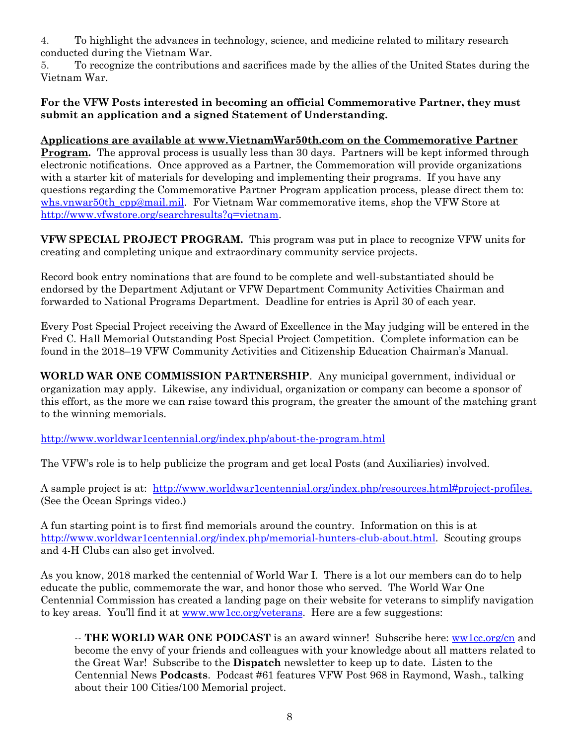4. To highlight the advances in technology, science, and medicine related to military research conducted during the Vietnam War.
5. To recognize the contributions and sacrifices made by the allies of the United States during the Vietnam War.

**For the VFW Posts interested in becoming an official Commemorative Partner, they must submit an application and a signed Statement of Understanding.**

**Applications are available at www.VietnamWar50th.com on the Commemorative Partner Program.** The approval process is usually less than 30 days. Partners will be kept informed through electronic notifications. Once approved as a Partner, the Commemoration will provide organizations with a starter kit of materials for developing and implementing their programs. If you have any questions regarding the Commemorative Partner Program application process, please direct them to: whs.vnwar50th_cpp@mail.mil. For Vietnam War commemorative items, shop the VFW Store at http://www.vfwstore.org/searchresults?q=vietnam.

**VFW SPECIAL PROJECT PROGRAM.** This program was put in place to recognize VFW units for creating and completing unique and extraordinary community service projects.

Record book entry nominations that are found to be complete and well-substantiated should be endorsed by the Department Adjutant or VFW Department Community Activities Chairman and forwarded to National Programs Department. Deadline for entries is April 30 of each year.

Every Post Special Project receiving the Award of Excellence in the May judging will be entered in the Fred C. Hall Memorial Outstanding Post Special Project Competition. Complete information can be found in the 2018–19 VFW Community Activities and Citizenship Education Chairman's Manual.

**WORLD WAR ONE COMMISSION PARTNERSHIP**. Any municipal government, individual or organization may apply. Likewise, any individual, organization or company can become a sponsor of this effort, as the more we can raise toward this program, the greater the amount of the matching grant to the winning memorials.

http://www.worldwar1centennial.org/index.php/about-the-program.html

The VFW's role is to help publicize the program and get local Posts (and Auxiliaries) involved.

A sample project is at: http://www.worldwar1centennial.org/index.php/resources.html#project-profiles. (See the Ocean Springs video.)

A fun starting point is to first find memorials around the country. Information on this is at http://www.worldwar1centennial.org/index.php/memorial-hunters-club-about.html. Scouting groups and 4-H Clubs can also get involved.

As you know, 2018 marked the centennial of World War I. There is a lot our members can do to help educate the public, commemorate the war, and honor those who served. The World War One Centennial Commission has created a landing page on their website for veterans to simplify navigation to key areas. You'll find it at www.ww1cc.org/veterans. Here are a few suggestions:

-- **THE WORLD WAR ONE PODCAST** is an award winner! Subscribe here: ww1cc.org/cn and become the envy of your friends and colleagues with your knowledge about all matters related to the Great War! Subscribe to the **Dispatch** newsletter to keep up to date. Listen to the Centennial News **Podcasts**. Podcast #61 features VFW Post 968 in Raymond, Wash., talking about their 100 Cities/100 Memorial project.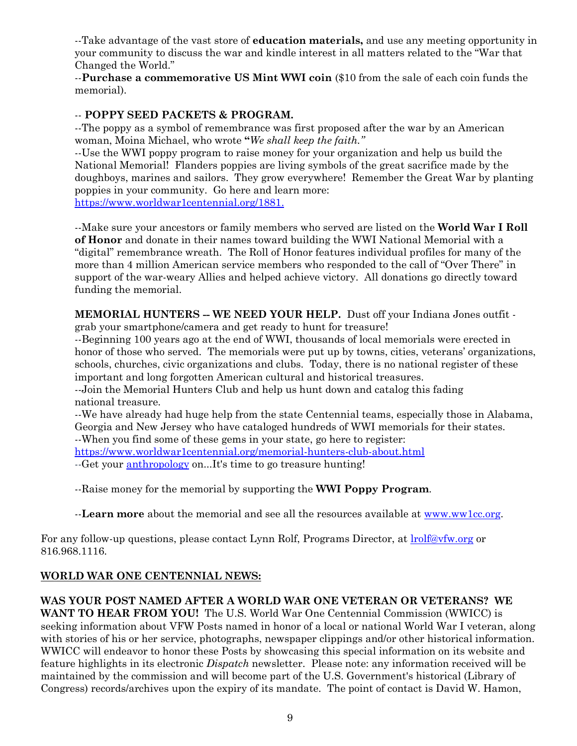--Take advantage of the vast store of **education materials,** and use any meeting opportunity in your community to discuss the war and kindle interest in all matters related to the "War that Changed the World."

--**Purchase a commemorative US Mint WWI coin** ($10 from the sale of each coin funds the memorial).

-- **POPPY SEED PACKETS & PROGRAM.**

--The poppy as a symbol of remembrance was first proposed after the war by an American woman, Moina Michael, who wrote **"***We shall keep the faith."*

--Use the WWI poppy program to raise money for your organization and help us build the National Memorial! Flanders poppies are living symbols of the great sacrifice made by the doughboys, marines and sailors. They grow everywhere! Remember the Great War by planting poppies in your community. Go here and learn more: https://www.worldwar1centennial.org/1881.

--Make sure your ancestors or family members who served are listed on the **World War I Roll of Honor** and donate in their names toward building the WWI National Memorial with a "digital" remembrance wreath. The Roll of Honor features individual profiles for many of the more than 4 million American service members who responded to the call of "Over There" in support of the war-weary Allies and helped achieve victory. All donations go directly toward funding the memorial.

**MEMORIAL HUNTERS -- WE NEED YOUR HELP.** Dust off your Indiana Jones outfit - grab your smartphone/camera and get ready to hunt for treasure!

--Beginning 100 years ago at the end of WWI, thousands of local memorials were erected in honor of those who served. The memorials were put up by towns, cities, veterans' organizations, schools, churches, civic organizations and clubs. Today, there is no national register of these important and long forgotten American cultural and historical treasures.

--Join the Memorial Hunters Club and help us hunt down and catalog this fading national treasure.

--We have already had huge help from the state Centennial teams, especially those in Alabama, Georgia and New Jersey who have cataloged hundreds of WWI memorials for their states.

--When you find some of these gems in your state, go here to register: https://www.worldwar1centennial.org/memorial-hunters-club-about.html

--Get your anthropology on...It's time to go treasure hunting!

--Raise money for the memorial by supporting the **WWI Poppy Program**.

--**Learn more** about the memorial and see all the resources available at www.ww1cc.org.

For any follow-up questions, please contact Lynn Rolf, Programs Director, at lrolf@vfw.org or 816.968.1116.

## WORLD WAR ONE CENTENNIAL NEWS:

**WAS YOUR POST NAMED AFTER A WORLD WAR ONE VETERAN OR VETERANS? WE WANT TO HEAR FROM YOU!** The U.S. World War One Centennial Commission (WWICC) is seeking information about VFW Posts named in honor of a local or national World War I veteran, along with stories of his or her service, photographs, newspaper clippings and/or other historical information. WWICC will endeavor to honor these Posts by showcasing this special information on its website and feature highlights in its electronic *Dispatch* newsletter. Please note: any information received will be maintained by the commission and will become part of the U.S. Government's historical (Library of Congress) records/archives upon the expiry of its mandate. The point of contact is David W. Hamon,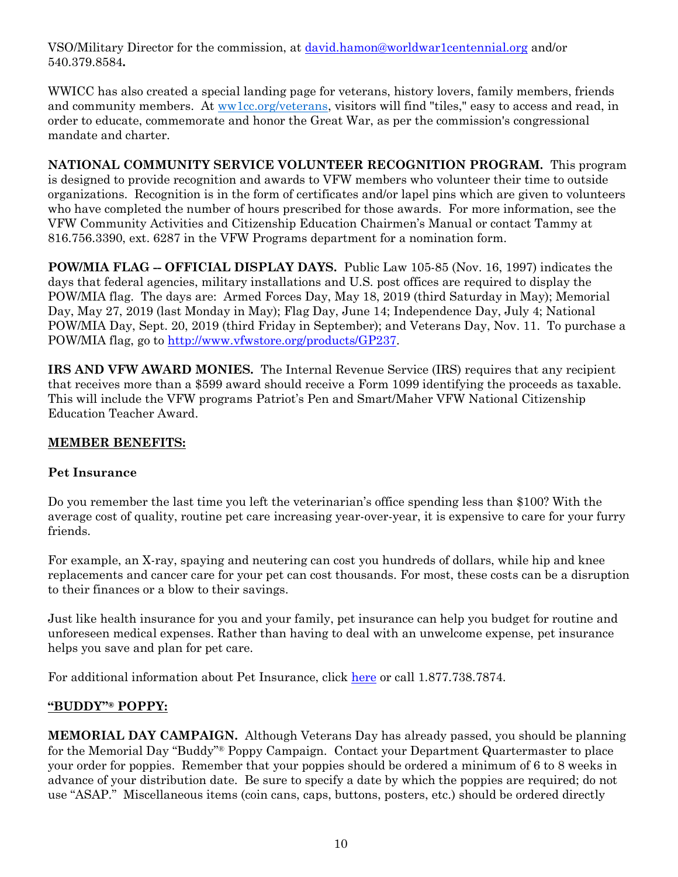VSO/Military Director for the commission, at [david.hamon@worldwar1centennial.org](mailto:david.hamon@worldwar1centennial.org) and/or 540.379.8584**.**

WWICC has also created a special landing page for veterans, history lovers, family members, friends and community members. At [ww1cc.org/veterans](ww1cc.org/veterans), visitors will find "tiles," easy to access and read, in order to educate, commemorate and honor the Great War, as per the commission's congressional mandate and charter.

**NATIONAL COMMUNITY SERVICE VOLUNTEER RECOGNITION PROGRAM.** This program is designed to provide recognition and awards to VFW members who volunteer their time to outside organizations. Recognition is in the form of certificates and/or lapel pins which are given to volunteers who have completed the number of hours prescribed for those awards. For more information, see the VFW Community Activities and Citizenship Education Chairmen's Manual or contact Tammy at 816.756.3390, ext. 6287 in the VFW Programs department for a nomination form.

**POW/MIA FLAG -- OFFICIAL DISPLAY DAYS.** Public Law 105-85 (Nov. 16, 1997) indicates the days that federal agencies, military installations and U.S. post offices are required to display the POW/MIA flag. The days are: Armed Forces Day, May 18, 2019 (third Saturday in May); Memorial Day, May 27, 2019 (last Monday in May); Flag Day, June 14; Independence Day, July 4; National POW/MIA Day, Sept. 20, 2019 (third Friday in September); and Veterans Day, Nov. 11. To purchase a POW/MIA flag, go to [http://www.vfwstore.org/products/GP237](http://www.vfwstore.org/products/GP237).

**IRS AND VFW AWARD MONIES.** The Internal Revenue Service (IRS) requires that any recipient that receives more than a $599 award should receive a Form 1099 identifying the proceeds as taxable. This will include the VFW programs Patriot's Pen and Smart/Maher VFW National Citizenship Education Teacher Award.

## MEMBER BENEFITS:

### Pet Insurance

Do you remember the last time you left the veterinarian's office spending less than $100? With the average cost of quality, routine pet care increasing year-over-year, it is expensive to care for your furry friends.

For example, an X-ray, spaying and neutering can cost you hundreds of dollars, while hip and knee replacements and cancer care for your pet can cost thousands. For most, these costs can be a disruption to their finances or a blow to their savings.

Just like health insurance for you and your family, pet insurance can help you budget for routine and unforeseen medical expenses. Rather than having to deal with an unwelcome expense, pet insurance helps you save and plan for pet care.

For additional information about Pet Insurance, click here or call 1.877.738.7874.

## "BUDDY"® POPPY:

**MEMORIAL DAY CAMPAIGN.** Although Veterans Day has already passed, you should be planning for the Memorial Day "Buddy"® Poppy Campaign. Contact your Department Quartermaster to place your order for poppies. Remember that your poppies should be ordered a minimum of 6 to 8 weeks in advance of your distribution date. Be sure to specify a date by which the poppies are required; do not use "ASAP." Miscellaneous items (coin cans, caps, buttons, posters, etc.) should be ordered directly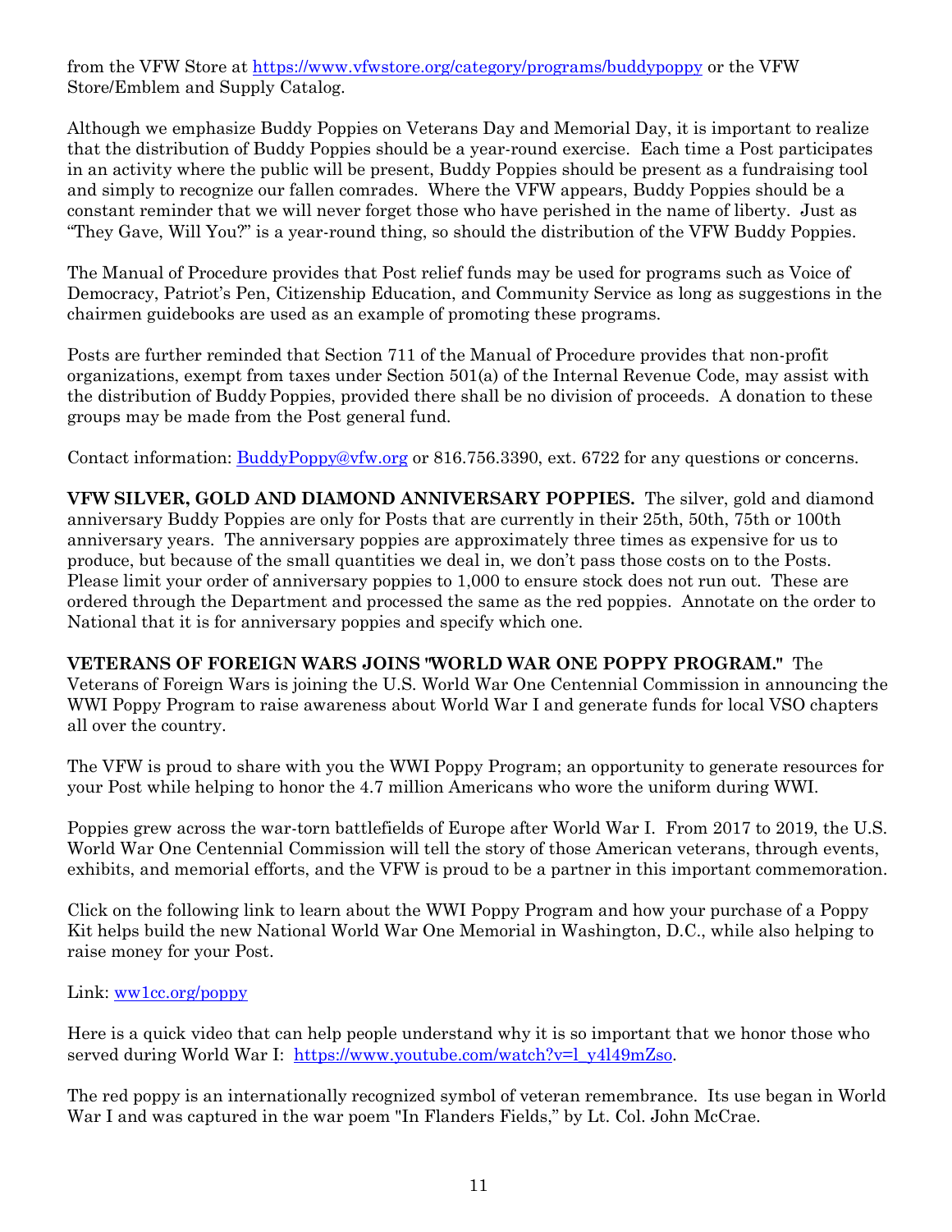from the VFW Store at [https://www.vfwstore.org/category/programs/buddypoppy](https://www.vfwstore.org/category/programs/buddypoppy) or the VFW Store/Emblem and Supply Catalog.

Although we emphasize Buddy Poppies on Veterans Day and Memorial Day, it is important to realize that the distribution of Buddy Poppies should be a year-round exercise. Each time a Post participates in an activity where the public will be present, Buddy Poppies should be present as a fundraising tool and simply to recognize our fallen comrades. Where the VFW appears, Buddy Poppies should be a constant reminder that we will never forget those who have perished in the name of liberty. Just as "They Gave, Will You?" is a year-round thing, so should the distribution of the VFW Buddy Poppies.

The Manual of Procedure provides that Post relief funds may be used for programs such as Voice of Democracy, Patriot's Pen, Citizenship Education, and Community Service as long as suggestions in the chairmen guidebooks are used as an example of promoting these programs.

Posts are further reminded that Section 711 of the Manual of Procedure provides that non-profit organizations, exempt from taxes under Section 501(a) of the Internal Revenue Code, may assist with the distribution of Buddy Poppies, provided there shall be no division of proceeds. A donation to these groups may be made from the Post general fund.

Contact information: [BuddyPoppy@vfw.org](mailto:BuddyPoppy@vfw.org) or 816.756.3390, ext. 6722 for any questions or concerns.

**VFW SILVER, GOLD AND DIAMOND ANNIVERSARY POPPIES.** The silver, gold and diamond anniversary Buddy Poppies are only for Posts that are currently in their 25th, 50th, 75th or 100th anniversary years. The anniversary poppies are approximately three times as expensive for us to produce, but because of the small quantities we deal in, we don't pass those costs on to the Posts. Please limit your order of anniversary poppies to 1,000 to ensure stock does not run out. These are ordered through the Department and processed the same as the red poppies. Annotate on the order to National that it is for anniversary poppies and specify which one.

**VETERANS OF FOREIGN WARS JOINS "WORLD WAR ONE POPPY PROGRAM."** The Veterans of Foreign Wars is joining the U.S. World War One Centennial Commission in announcing the WWI Poppy Program to raise awareness about World War I and generate funds for local VSO chapters all over the country.

The VFW is proud to share with you the WWI Poppy Program; an opportunity to generate resources for your Post while helping to honor the 4.7 million Americans who wore the uniform during WWI.

Poppies grew across the war-torn battlefields of Europe after World War I. From 2017 to 2019, the U.S. World War One Centennial Commission will tell the story of those American veterans, through events, exhibits, and memorial efforts, and the VFW is proud to be a partner in this important commemoration.

Click on the following link to learn about the WWI Poppy Program and how your purchase of a Poppy Kit helps build the new National World War One Memorial in Washington, D.C., while also helping to raise money for your Post.

Link: [ww1cc.org/poppy](ww1cc.org/poppy)

Here is a quick video that can help people understand why it is so important that we honor those who served during World War I: [https://www.youtube.com/watch?v=l_y4l49mZso](https://www.youtube.com/watch?v=l_y4l49mZso).

The red poppy is an internationally recognized symbol of veteran remembrance. Its use began in World War I and was captured in the war poem "In Flanders Fields," by Lt. Col. John McCrae.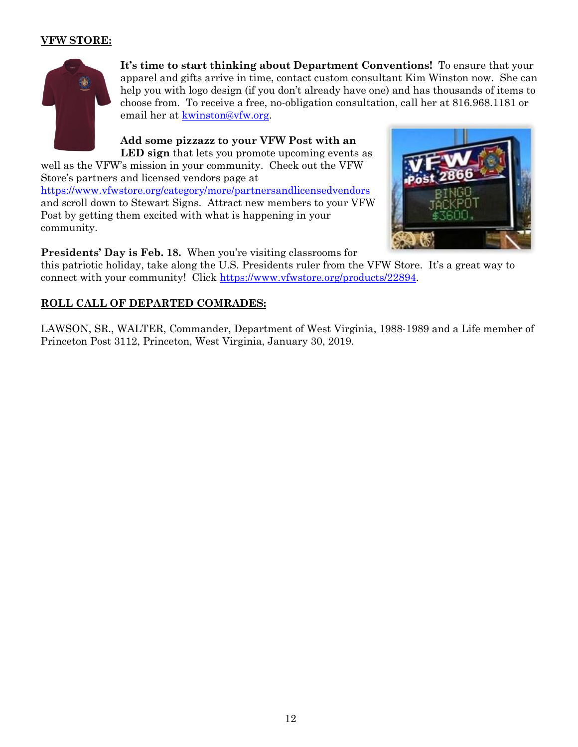**VFW STORE:**

**It's time to start thinking about Department Conventions!** To ensure that your apparel and gifts arrive in time, contact custom consultant Kim Winston now. She can help you with logo design (if you don't already have one) and has thousands of items to choose from. To receive a free, no-obligation consultation, call her at 816.968.1181 or email her at kwinston@vfw.org.

**Add some pizzazz to your VFW Post with an LED sign** that lets you promote upcoming events as well as the VFW's mission in your community. Check out the VFW Store's partners and licensed vendors page at https://www.vfwstore.org/category/more/partnersandlicensedvendors and scroll down to Stewart Signs. Attract new members to your VFW Post by getting them excited with what is happening in your community.

**Presidents' Day is Feb. 18.** When you're visiting classrooms for this patriotic holiday, take along the U.S. Presidents ruler from the VFW Store. It's a great way to connect with your community! Click https://www.vfwstore.org/products/22894.

**ROLL CALL OF DEPARTED COMRADES:**

LAWSON, SR., WALTER, Commander, Department of West Virginia, 1988-1989 and a Life member of Princeton Post 3112, Princeton, West Virginia, January 30, 2019.